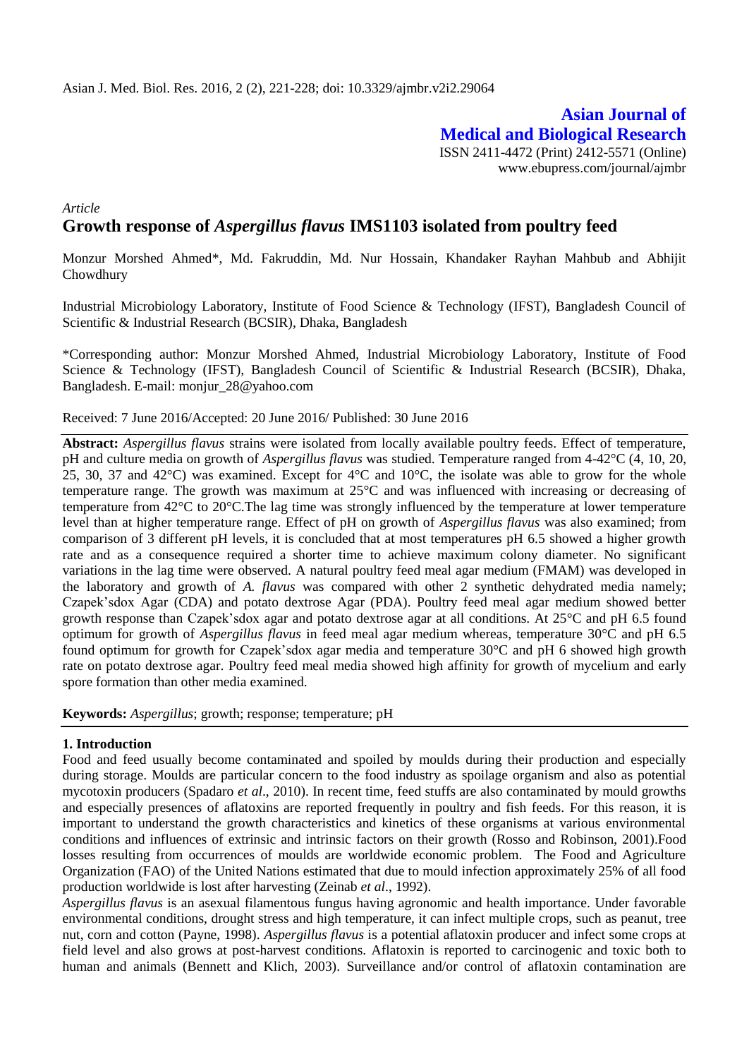Asian J. Med. Biol. Res. 2016, 2 (2), 221-228; doi: 10.3329/ajmbr.v2i2.29064

**Asian Journal of Medical and Biological Research**

ISSN 2411-4472 (Print) 2412-5571 (Online)
www.ebupress.com/journal/ajmbr

*Article*

# Growth response of *Aspergillus flavus* IMS1103 isolated from poultry feed

Monzur Morshed Ahmed*, Md. Fakruddin, Md. Nur Hossain, Khandaker Rayhan Mahbub and Abhijit Chowdhury

Industrial Microbiology Laboratory, Institute of Food Science & Technology (IFST), Bangladesh Council of Scientific & Industrial Research (BCSIR), Dhaka, Bangladesh

*Corresponding author: Monzur Morshed Ahmed, Industrial Microbiology Laboratory, Institute of Food Science & Technology (IFST), Bangladesh Council of Scientific & Industrial Research (BCSIR), Dhaka, Bangladesh. E-mail: monjur_28@yahoo.com

Received: 7 June 2016/Accepted: 20 June 2016/ Published: 30 June 2016

**Abstract:** *Aspergillus flavus* strains were isolated from locally available poultry feeds. Effect of temperature, pH and culture media on growth of *Aspergillus flavus* was studied. Temperature ranged from 4-42°C (4, 10, 20, 25, 30, 37 and 42°C) was examined. Except for 4°C and 10°C, the isolate was able to grow for the whole temperature range. The growth was maximum at 25°C and was influenced with increasing or decreasing of temperature from 42°C to 20°C.The lag time was strongly influenced by the temperature at lower temperature level than at higher temperature range. Effect of pH on growth of *Aspergillus flavus* was also examined; from comparison of 3 different pH levels, it is concluded that at most temperatures pH 6.5 showed a higher growth rate and as a consequence required a shorter time to achieve maximum colony diameter. No significant variations in the lag time were observed. A natural poultry feed meal agar medium (FMAM) was developed in the laboratory and growth of *A. flavus* was compared with other 2 synthetic dehydrated media namely; Czapek'sdox Agar (CDA) and potato dextrose Agar (PDA). Poultry feed meal agar medium showed better growth response than Czapek'sdox agar and potato dextrose agar at all conditions. At 25°C and pH 6.5 found optimum for growth of *Aspergillus flavus* in feed meal agar medium whereas, temperature 30°C and pH 6.5 found optimum for growth for Czapek'sdox agar media and temperature 30°C and pH 6 showed high growth rate on potato dextrose agar. Poultry feed meal media showed high affinity for growth of mycelium and early spore formation than other media examined.

**Keywords:** *Aspergillus*; growth; response; temperature; pH

## 1. Introduction

Food and feed usually become contaminated and spoiled by moulds during their production and especially during storage. Moulds are particular concern to the food industry as spoilage organism and also as potential mycotoxin producers (Spadaro *et al*., 2010). In recent time, feed stuffs are also contaminated by mould growths and especially presences of aflatoxins are reported frequently in poultry and fish feeds. For this reason, it is important to understand the growth characteristics and kinetics of these organisms at various environmental conditions and influences of extrinsic and intrinsic factors on their growth (Rosso and Robinson, 2001).Food losses resulting from occurrences of moulds are worldwide economic problem. The Food and Agriculture Organization (FAO) of the United Nations estimated that due to mould infection approximately 25% of all food production worldwide is lost after harvesting (Zeinab *et al*., 1992).

*Aspergillus flavus* is an asexual filamentous fungus having agronomic and health importance. Under favorable environmental conditions, drought stress and high temperature, it can infect multiple crops, such as peanut, tree nut, corn and cotton (Payne, 1998). *Aspergillus flavus* is a potential aflatoxin producer and infect some crops at field level and also grows at post-harvest conditions. Aflatoxin is reported to carcinogenic and toxic both to human and animals (Bennett and Klich, 2003). Surveillance and/or control of aflatoxin contamination are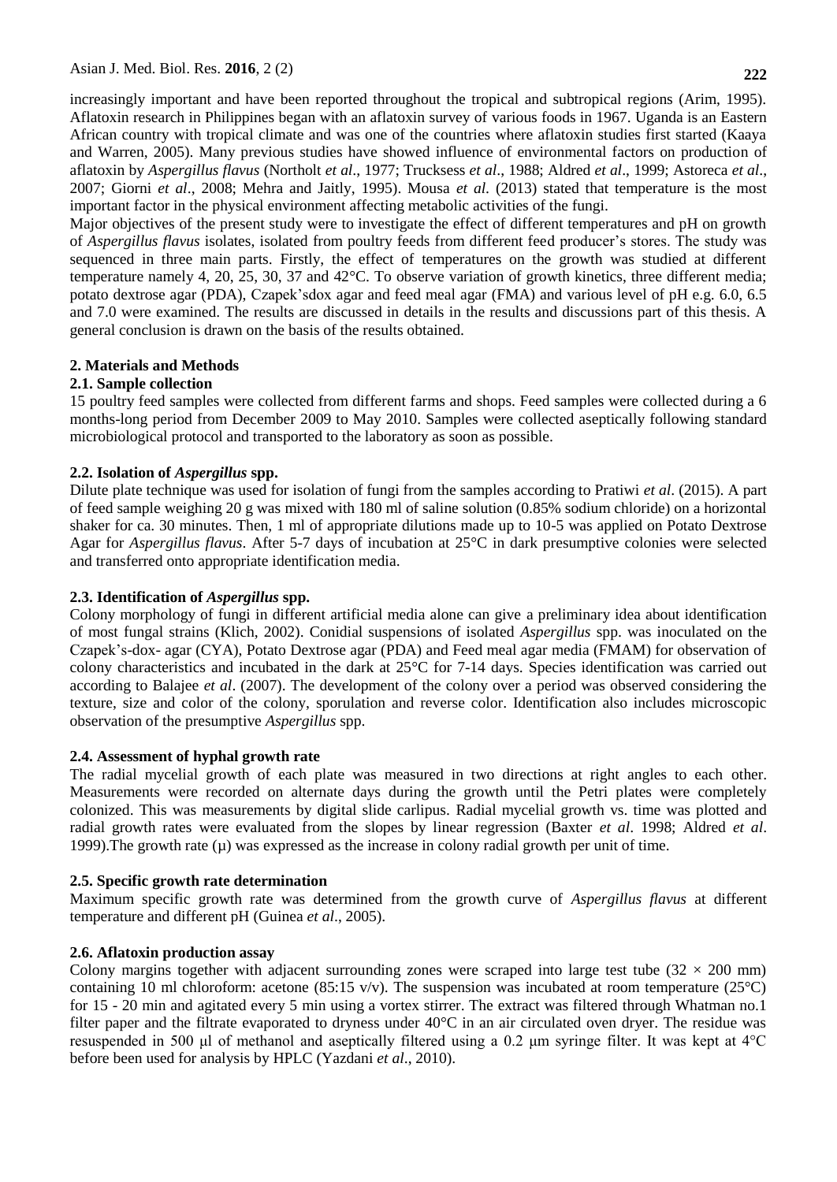increasingly important and have been reported throughout the tropical and subtropical regions (Arim, 1995). Aflatoxin research in Philippines began with an aflatoxin survey of various foods in 1967. Uganda is an Eastern African country with tropical climate and was one of the countries where aflatoxin studies first started (Kaaya and Warren, 2005). Many previous studies have showed influence of environmental factors on production of aflatoxin by *Aspergillus flavus* (Northolt *et al*., 1977; Trucksess *et al*., 1988; Aldred *et al*., 1999; Astoreca *et al*., 2007; Giorni *et al*., 2008; Mehra and Jaitly, 1995). Mousa *et al.* (2013) stated that temperature is the most important factor in the physical environment affecting metabolic activities of the fungi.

Major objectives of the present study were to investigate the effect of different temperatures and pH on growth of *Aspergillus flavus* isolates, isolated from poultry feeds from different feed producer's stores. The study was sequenced in three main parts. Firstly, the effect of temperatures on the growth was studied at different temperature namely 4, 20, 25, 30, 37 and 42°C. To observe variation of growth kinetics, three different media; potato dextrose agar (PDA), Czapek'sdox agar and feed meal agar (FMA) and various level of pH e.g. 6.0, 6.5 and 7.0 were examined. The results are discussed in details in the results and discussions part of this thesis. A general conclusion is drawn on the basis of the results obtained.

## 2. Materials and Methods

### 2.1. Sample collection

15 poultry feed samples were collected from different farms and shops. Feed samples were collected during a 6 months-long period from December 2009 to May 2010. Samples were collected aseptically following standard microbiological protocol and transported to the laboratory as soon as possible.

### 2.2. Isolation of *Aspergillus* spp.

Dilute plate technique was used for isolation of fungi from the samples according to Pratiwi *et al*. (2015). A part of feed sample weighing 20 g was mixed with 180 ml of saline solution (0.85% sodium chloride) on a horizontal shaker for ca. 30 minutes. Then, 1 ml of appropriate dilutions made up to 10-5 was applied on Potato Dextrose Agar for *Aspergillus flavus*. After 5-7 days of incubation at 25°C in dark presumptive colonies were selected and transferred onto appropriate identification media.

### 2.3. Identification of *Aspergillus* spp.

Colony morphology of fungi in different artificial media alone can give a preliminary idea about identification of most fungal strains (Klich, 2002). Conidial suspensions of isolated *Aspergillus* spp. was inoculated on the Czapek's-dox- agar (CYA), Potato Dextrose agar (PDA) and Feed meal agar media (FMAM) for observation of colony characteristics and incubated in the dark at 25°C for 7-14 days. Species identification was carried out according to Balajee *et al*. (2007). The development of the colony over a period was observed considering the texture, size and color of the colony, sporulation and reverse color. Identification also includes microscopic observation of the presumptive *Aspergillus* spp.

### 2.4. Assessment of hyphal growth rate

The radial mycelial growth of each plate was measured in two directions at right angles to each other. Measurements were recorded on alternate days during the growth until the Petri plates were completely colonized. This was measurements by digital slide carlipus. Radial mycelial growth vs. time was plotted and radial growth rates were evaluated from the slopes by linear regression (Baxter *et al*. 1998; Aldred *et al*. 1999).The growth rate (μ) was expressed as the increase in colony radial growth per unit of time.

### 2.5. Specific growth rate determination

Maximum specific growth rate was determined from the growth curve of *Aspergillus flavus* at different temperature and different pH (Guinea *et al*., 2005).

### 2.6. Aflatoxin production assay

Colony margins together with adjacent surrounding zones were scraped into large test tube ($32 \times 200$ mm) containing 10 ml chloroform: acetone (85:15 v/v). The suspension was incubated at room temperature (25°C) for 15 - 20 min and agitated every 5 min using a vortex stirrer. The extract was filtered through Whatman no.1 filter paper and the filtrate evaporated to dryness under 40°C in an air circulated oven dryer. The residue was resuspended in 500 μl of methanol and aseptically filtered using a 0.2 μm syringe filter. It was kept at 4°C before been used for analysis by HPLC (Yazdani *et al*., 2010).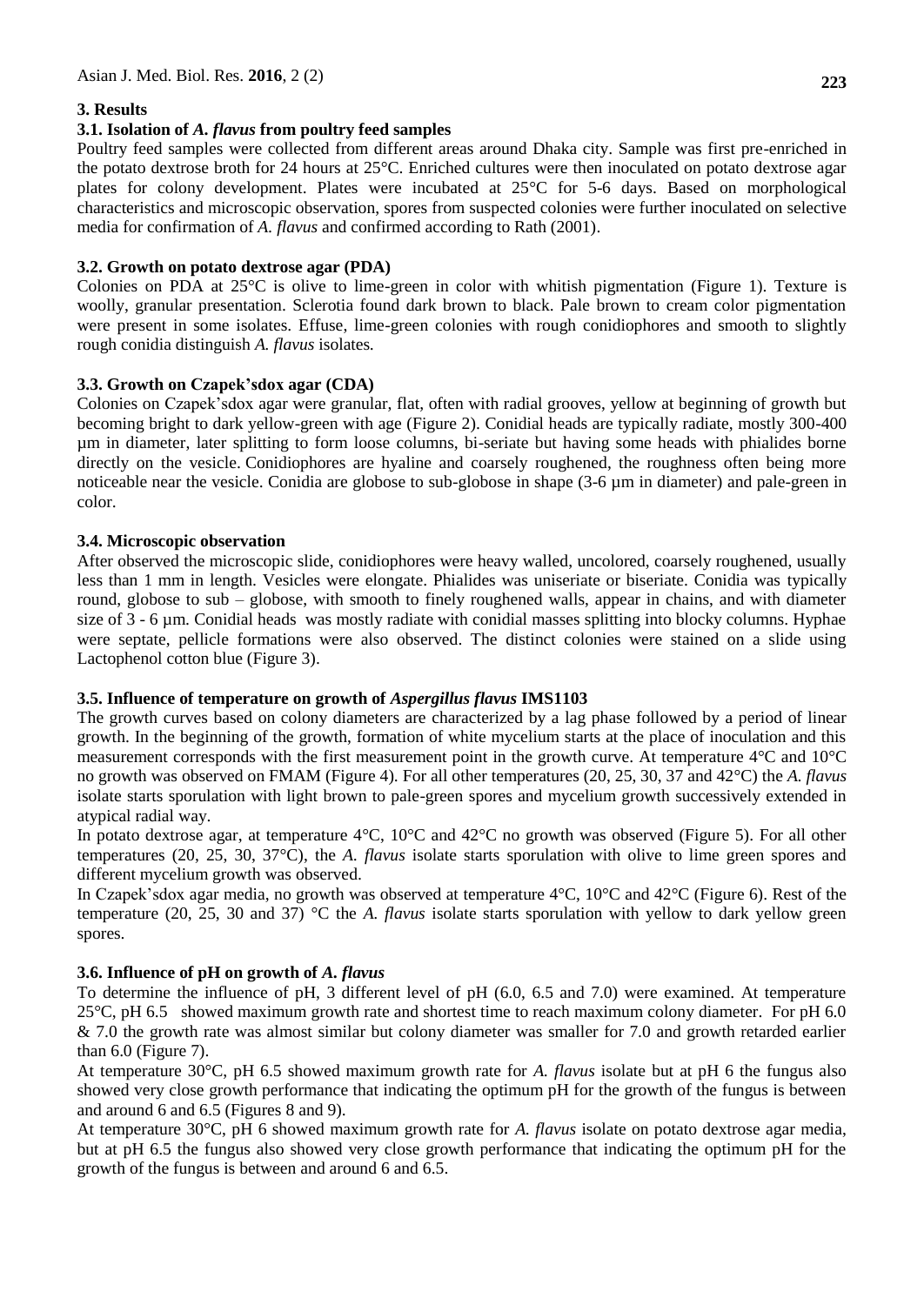## 3. Results

### 3.1. Isolation of *A. flavus* from poultry feed samples

Poultry feed samples were collected from different areas around Dhaka city. Sample was first pre-enriched in the potato dextrose broth for 24 hours at 25°C. Enriched cultures were then inoculated on potato dextrose agar plates for colony development. Plates were incubated at 25°C for 5-6 days. Based on morphological characteristics and microscopic observation, spores from suspected colonies were further inoculated on selective media for confirmation of *A. flavus* and confirmed according to Rath (2001).

### 3.2. Growth on potato dextrose agar (PDA)

Colonies on PDA at 25°C is olive to lime-green in color with whitish pigmentation (Figure 1). Texture is woolly, granular presentation. Sclerotia found dark brown to black. Pale brown to cream color pigmentation were present in some isolates. Effuse, lime-green colonies with rough conidiophores and smooth to slightly rough conidia distinguish *A. flavus* isolates.

### 3.3. Growth on Czapek'sdox agar (CDA)

Colonies on Czapek'sdox agar were granular, flat, often with radial grooves, yellow at beginning of growth but becoming bright to dark yellow-green with age (Figure 2). Conidial heads are typically radiate, mostly 300-400 µm in diameter, later splitting to form loose columns, bi-seriate but having some heads with phialides borne directly on the vesicle. Conidiophores are hyaline and coarsely roughened, the roughness often being more noticeable near the vesicle. Conidia are globose to sub-globose in shape (3-6 µm in diameter) and pale-green in color.

### 3.4. Microscopic observation

After observed the microscopic slide, conidiophores were heavy walled, uncolored, coarsely roughened, usually less than 1 mm in length. Vesicles were elongate. Phialides was uniseriate or biseriate. Conidia was typically round, globose to sub – globose, with smooth to finely roughened walls, appear in chains, and with diameter size of 3 - 6 µm. Conidial heads was mostly radiate with conidial masses splitting into blocky columns. Hyphae were septate, pellicle formations were also observed. The distinct colonies were stained on a slide using Lactophenol cotton blue (Figure 3).

### 3.5. Influence of temperature on growth of *Aspergillus flavus* IMS1103

The growth curves based on colony diameters are characterized by a lag phase followed by a period of linear growth. In the beginning of the growth, formation of white mycelium starts at the place of inoculation and this measurement corresponds with the first measurement point in the growth curve. At temperature 4°C and 10°C no growth was observed on FMAM (Figure 4). For all other temperatures (20, 25, 30, 37 and 42°C) the *A. flavus* isolate starts sporulation with light brown to pale-green spores and mycelium growth successively extended in atypical radial way.

In potato dextrose agar, at temperature 4°C, 10°C and 42°C no growth was observed (Figure 5). For all other temperatures (20, 25, 30, 37°C), the *A. flavus* isolate starts sporulation with olive to lime green spores and different mycelium growth was observed.

In Czapek'sdox agar media, no growth was observed at temperature 4°C, 10°C and 42°C (Figure 6). Rest of the temperature (20, 25, 30 and 37) °C the *A. flavus* isolate starts sporulation with yellow to dark yellow green spores.

### 3.6. Influence of pH on growth of *A. flavus*

To determine the influence of pH, 3 different level of pH (6.0, 6.5 and 7.0) were examined. At temperature 25°C, pH 6.5 showed maximum growth rate and shortest time to reach maximum colony diameter. For pH 6.0 & 7.0 the growth rate was almost similar but colony diameter was smaller for 7.0 and growth retarded earlier than 6.0 (Figure 7).

At temperature 30°C, pH 6.5 showed maximum growth rate for *A. flavus* isolate but at pH 6 the fungus also showed very close growth performance that indicating the optimum pH for the growth of the fungus is between and around 6 and 6.5 (Figures 8 and 9).

At temperature 30°C, pH 6 showed maximum growth rate for *A. flavus* isolate on potato dextrose agar media, but at pH 6.5 the fungus also showed very close growth performance that indicating the optimum pH for the growth of the fungus is between and around 6 and 6.5.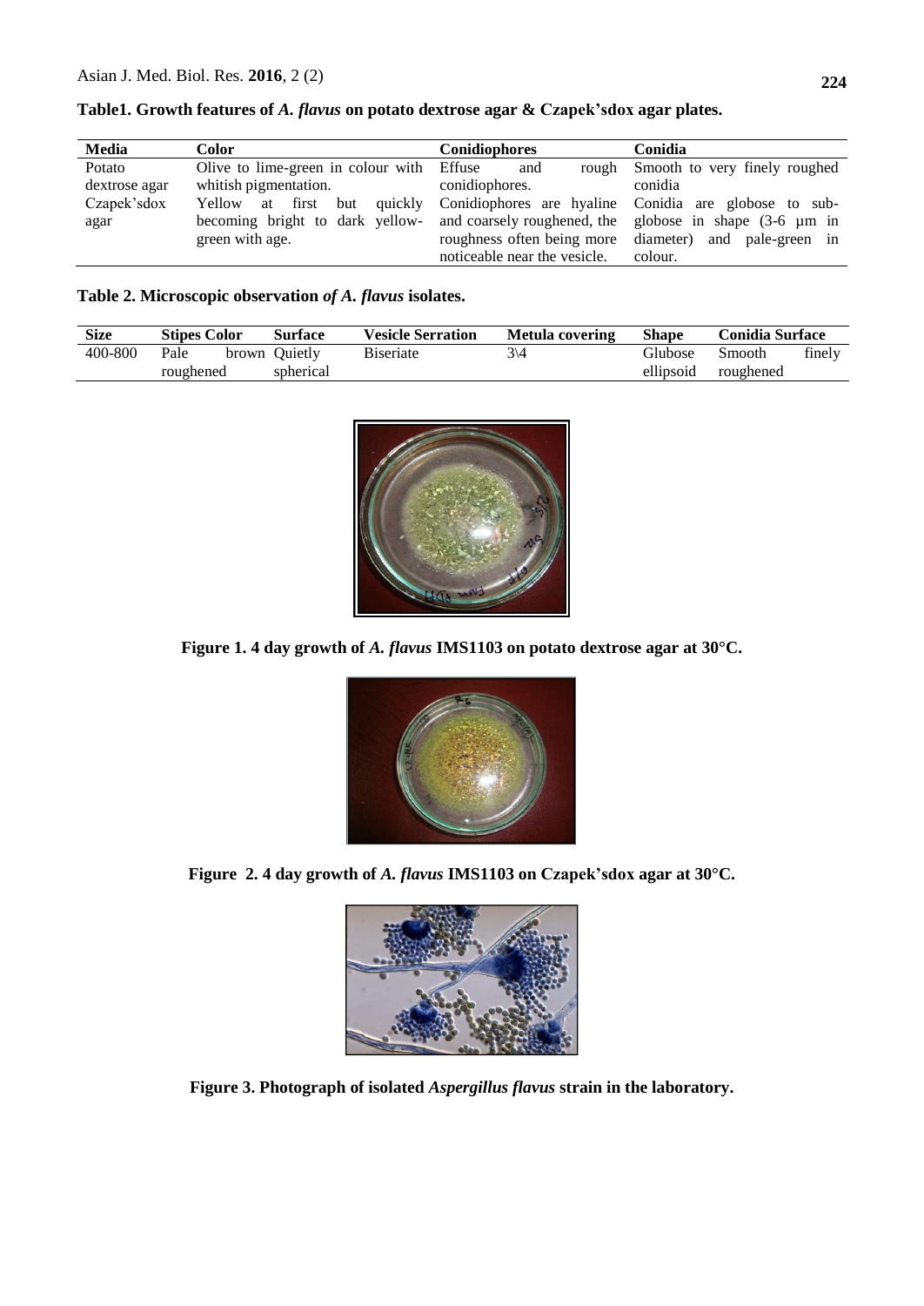**Table1. Growth features of *A. flavus* on potato dextrose agar & Czapek'sdox agar plates.**

| Media | Color | Conidiophores | Conidia |
|---|---|---|---|
| Potato dextrose agar | Olive to lime-green in colour with whitish pigmentation. | Effuse and rough conidiophores. | Smooth to very finely roughed conidia |
| Czapek'sdox agar | Yellow at first but quickly becoming bright to dark yellow-green with age. | Conidiophores are hyaline and coarsely roughened, the roughness often being more noticeable near the vesicle. | Conidia are globose to sub-globose in shape (3-6 µm in diameter) and pale-green in colour. |

**Table 2. Microscopic observation *of A. flavus* isolates.**

| Size | Stipes Color | Surface | Vesicle Serration | Metula covering | Shape | Conidia Surface |
|---|---|---|---|---|---|---|
| 400-800 | Pale brown roughened | Quietly spherical | Biseriate | 3\4 | Glubose ellipsoid | Smooth finely roughened |

**Figure 1. 4 day growth of *A. flavus* IMS1103 on potato dextrose agar at 30°C.**

**Figure 2. 4 day growth of *A. flavus* IMS1103 on Czapek'sdox agar at 30°C.**

**Figure 3. Photograph of isolated *Aspergillus flavus* strain in the laboratory.**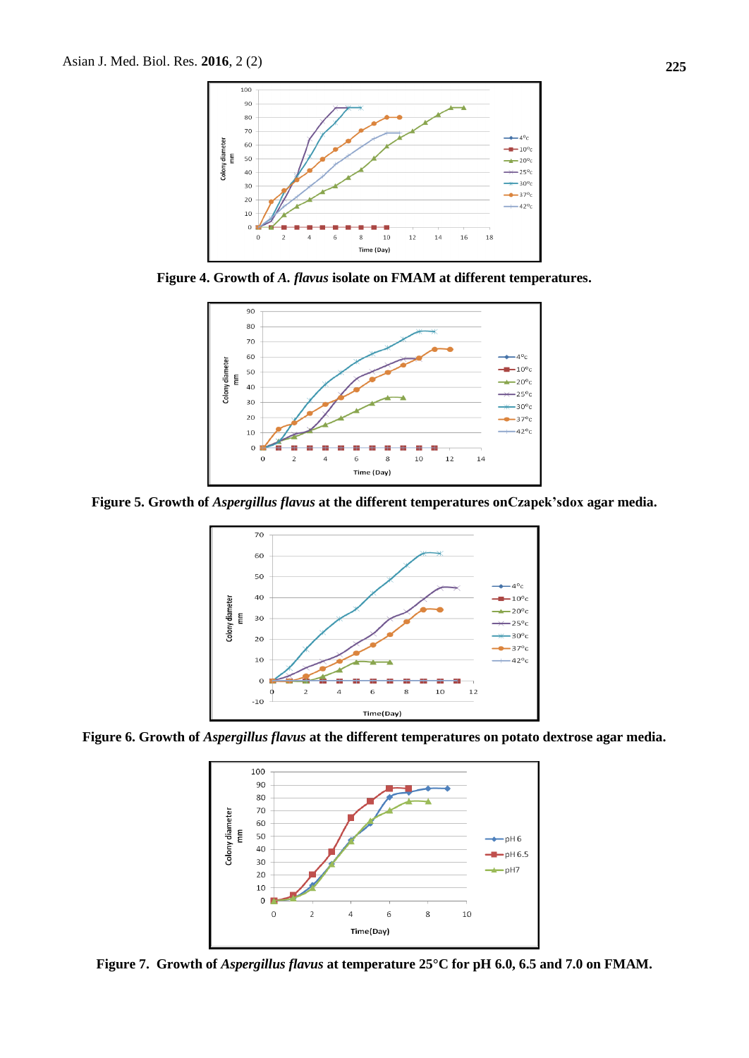**Figure 4. Growth of *A. flavus* isolate on FMAM at different temperatures.**

**Figure 5. Growth of *Aspergillus flavus* at the different temperatures onCzapek'sdox agar media.**

**Figure 6. Growth of *Aspergillus flavus* at the different temperatures on potato dextrose agar media.**

**Figure 7. Growth of *Aspergillus flavus* at temperature 25°C for pH 6.0, 6.5 and 7.0 on FMAM.**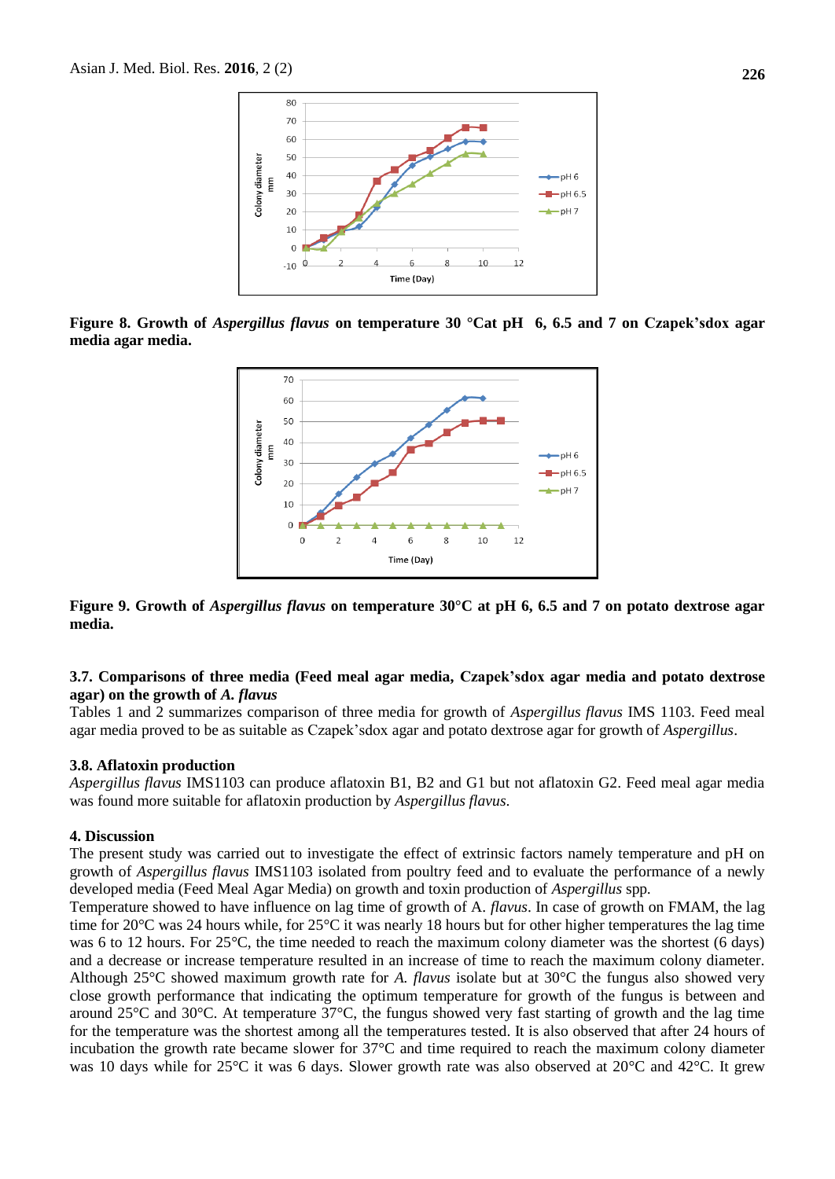**Figure 8. Growth of *Aspergillus flavus* on temperature 30 °Cat pH 6, 6.5 and 7 on Czapek'sdox agar media agar media.**

**Figure 9. Growth of *Aspergillus flavus* on temperature 30°C at pH 6, 6.5 and 7 on potato dextrose agar media.**

### 3.7. Comparisons of three media (Feed meal agar media, Czapek'sdox agar media and potato dextrose agar) on the growth of *A. flavus*

Tables 1 and 2 summarizes comparison of three media for growth of *Aspergillus flavus* IMS 1103. Feed meal agar media proved to be as suitable as Czapek'sdox agar and potato dextrose agar for growth of *Aspergillus*.

### 3.8. Aflatoxin production

*Aspergillus flavus* IMS1103 can produce aflatoxin B1, B2 and G1 but not aflatoxin G2. Feed meal agar media was found more suitable for aflatoxin production by *Aspergillus flavus*.

## 4. Discussion

The present study was carried out to investigate the effect of extrinsic factors namely temperature and pH on growth of *Aspergillus flavus* IMS1103 isolated from poultry feed and to evaluate the performance of a newly developed media (Feed Meal Agar Media) on growth and toxin production of *Aspergillus* spp.

Temperature showed to have influence on lag time of growth of A. *flavus*. In case of growth on FMAM, the lag time for 20°C was 24 hours while, for 25°C it was nearly 18 hours but for other higher temperatures the lag time was 6 to 12 hours. For 25°C, the time needed to reach the maximum colony diameter was the shortest (6 days) and a decrease or increase temperature resulted in an increase of time to reach the maximum colony diameter. Although 25°C showed maximum growth rate for *A. flavus* isolate but at 30°C the fungus also showed very close growth performance that indicating the optimum temperature for growth of the fungus is between and around 25°C and 30°C. At temperature 37°C, the fungus showed very fast starting of growth and the lag time for the temperature was the shortest among all the temperatures tested. It is also observed that after 24 hours of incubation the growth rate became slower for 37°C and time required to reach the maximum colony diameter was 10 days while for 25°C it was 6 days. Slower growth rate was also observed at 20°C and 42°C. It grew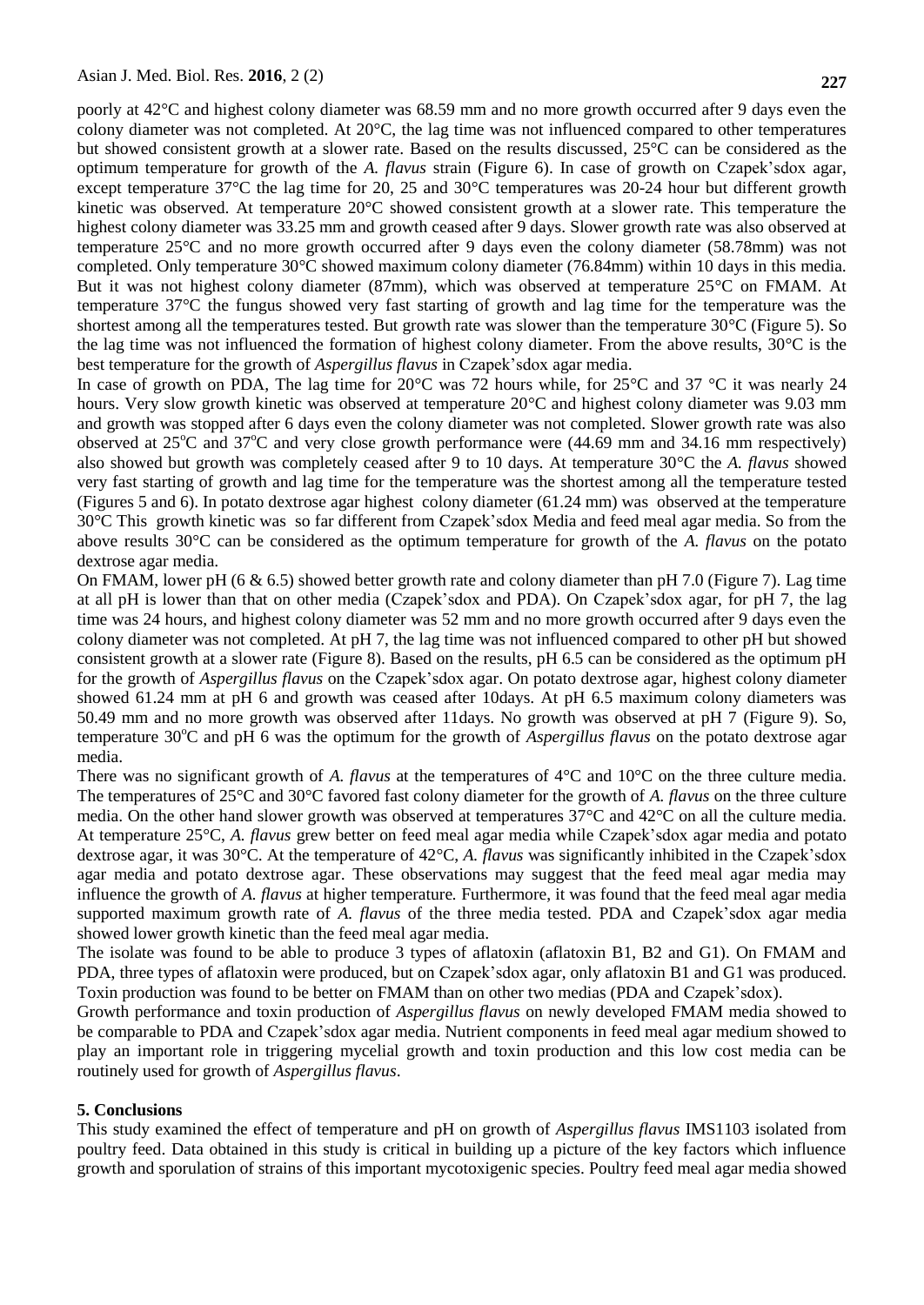poorly at 42°C and highest colony diameter was 68.59 mm and no more growth occurred after 9 days even the colony diameter was not completed. At 20°C, the lag time was not influenced compared to other temperatures but showed consistent growth at a slower rate. Based on the results discussed, 25°C can be considered as the optimum temperature for growth of the *A. flavus* strain (Figure 6). In case of growth on Czapek'sdox agar, except temperature 37°C the lag time for 20, 25 and 30°C temperatures was 20-24 hour but different growth kinetic was observed. At temperature 20°C showed consistent growth at a slower rate. This temperature the highest colony diameter was 33.25 mm and growth ceased after 9 days. Slower growth rate was also observed at temperature 25°C and no more growth occurred after 9 days even the colony diameter (58.78mm) was not completed. Only temperature 30°C showed maximum colony diameter (76.84mm) within 10 days in this media. But it was not highest colony diameter (87mm), which was observed at temperature 25°C on FMAM. At temperature 37°C the fungus showed very fast starting of growth and lag time for the temperature was the shortest among all the temperatures tested. But growth rate was slower than the temperature 30°C (Figure 5). So the lag time was not influenced the formation of highest colony diameter. From the above results, 30°C is the best temperature for the growth of *Aspergillus flavus* in Czapek'sdox agar media.

In case of growth on PDA, The lag time for 20°C was 72 hours while, for 25°C and 37 °C it was nearly 24 hours. Very slow growth kinetic was observed at temperature 20°C and highest colony diameter was 9.03 mm and growth was stopped after 6 days even the colony diameter was not completed. Slower growth rate was also observed at 25°C and 37°C and very close growth performance were (44.69 mm and 34.16 mm respectively) also showed but growth was completely ceased after 9 to 10 days. At temperature 30°C the *A. flavus* showed very fast starting of growth and lag time for the temperature was the shortest among all the temperature tested (Figures 5 and 6). In potato dextrose agar highest colony diameter (61.24 mm) was observed at the temperature 30°C This growth kinetic was so far different from Czapek'sdox Media and feed meal agar media. So from the above results 30°C can be considered as the optimum temperature for growth of the *A. flavus* on the potato dextrose agar media.

On FMAM, lower pH (6 & 6.5) showed better growth rate and colony diameter than pH 7.0 (Figure 7). Lag time at all pH is lower than that on other media (Czapek'sdox and PDA). On Czapek'sdox agar, for pH 7, the lag time was 24 hours, and highest colony diameter was 52 mm and no more growth occurred after 9 days even the colony diameter was not completed. At pH 7, the lag time was not influenced compared to other pH but showed consistent growth at a slower rate (Figure 8). Based on the results, pH 6.5 can be considered as the optimum pH for the growth of *Aspergillus flavus* on the Czapek'sdox agar. On potato dextrose agar, highest colony diameter showed 61.24 mm at pH 6 and growth was ceased after 10days. At pH 6.5 maximum colony diameters was 50.49 mm and no more growth was observed after 11days. No growth was observed at pH 7 (Figure 9). So, temperature 30°C and pH 6 was the optimum for the growth of *Aspergillus flavus* on the potato dextrose agar media.

There was no significant growth of *A. flavus* at the temperatures of 4°C and 10°C on the three culture media. The temperatures of 25°C and 30°C favored fast colony diameter for the growth of *A. flavus* on the three culture media. On the other hand slower growth was observed at temperatures 37°C and 42°C on all the culture media. At temperature 25°C, *A. flavus* grew better on feed meal agar media while Czapek'sdox agar media and potato dextrose agar, it was 30°C. At the temperature of 42°C, *A. flavus* was significantly inhibited in the Czapek'sdox agar media and potato dextrose agar. These observations may suggest that the feed meal agar media may influence the growth of *A. flavus* at higher temperature. Furthermore, it was found that the feed meal agar media supported maximum growth rate of *A. flavus* of the three media tested. PDA and Czapek'sdox agar media showed lower growth kinetic than the feed meal agar media.

The isolate was found to be able to produce 3 types of aflatoxin (aflatoxin B1, B2 and G1). On FMAM and PDA, three types of aflatoxin were produced, but on Czapek'sdox agar, only aflatoxin B1 and G1 was produced. Toxin production was found to be better on FMAM than on other two medias (PDA and Czapek'sdox).

Growth performance and toxin production of *Aspergillus flavus* on newly developed FMAM media showed to be comparable to PDA and Czapek'sdox agar media. Nutrient components in feed meal agar medium showed to play an important role in triggering mycelial growth and toxin production and this low cost media can be routinely used for growth of *Aspergillus flavus*.

## 5. Conclusions

This study examined the effect of temperature and pH on growth of *Aspergillus flavus* IMS1103 isolated from poultry feed. Data obtained in this study is critical in building up a picture of the key factors which influence growth and sporulation of strains of this important mycotoxigenic species. Poultry feed meal agar media showed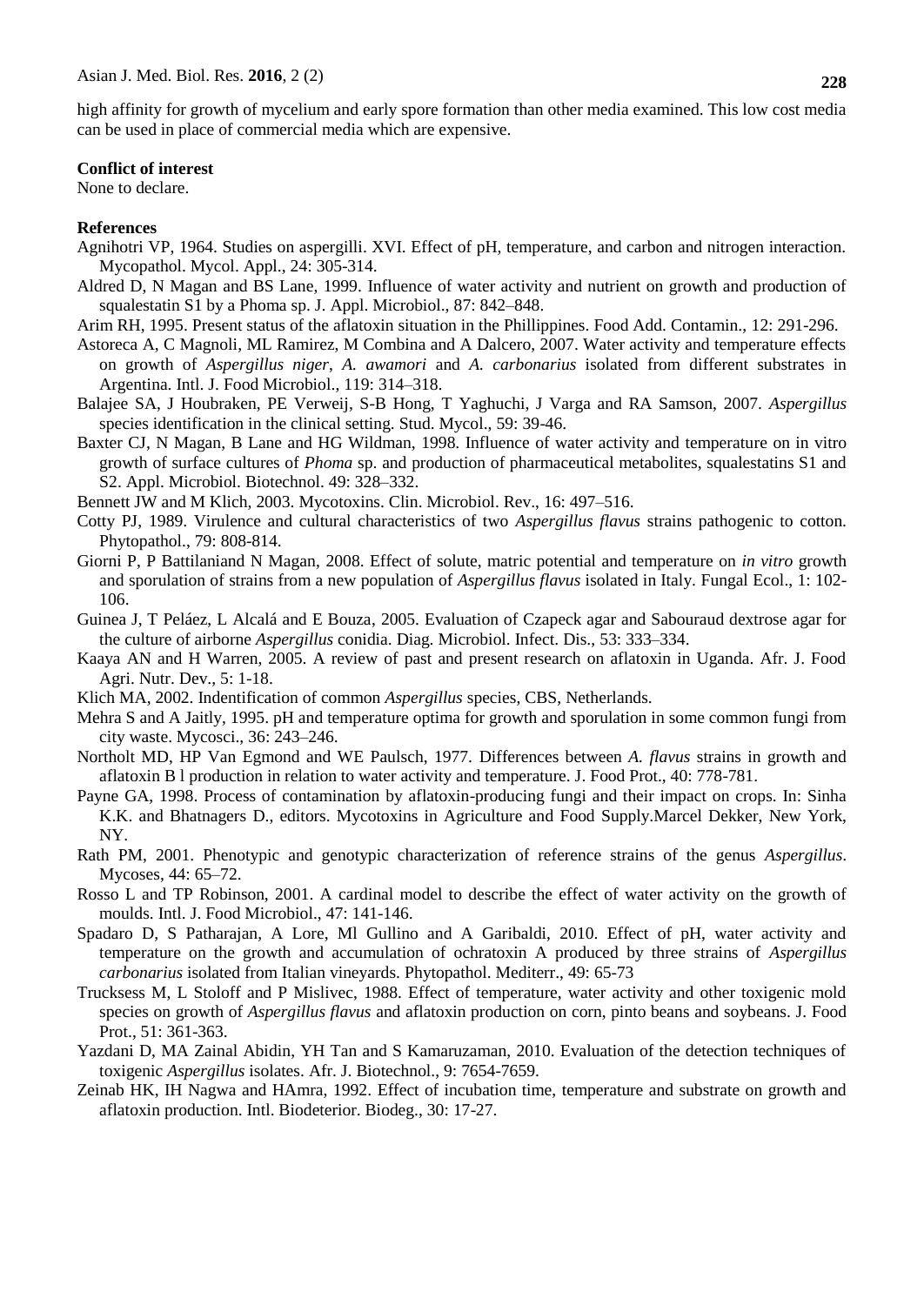high affinity for growth of mycelium and early spore formation than other media examined. This low cost media can be used in place of commercial media which are expensive.

**Conflict of interest**

None to declare.

**References**

Agnihotri VP, 1964. Studies on aspergilli. XVI. Effect of pH, temperature, and carbon and nitrogen interaction. Mycopathol. Mycol. Appl., 24: 305-314.

Aldred D, N Magan and BS Lane, 1999. Influence of water activity and nutrient on growth and production of squalestatin S1 by a Phoma sp. J. Appl. Microbiol., 87: 842–848.

Arim RH, 1995. Present status of the aflatoxin situation in the Phillippines. Food Add. Contamin., 12: 291-296.

Astoreca A, C Magnoli, ML Ramirez, M Combina and A Dalcero, 2007. Water activity and temperature effects on growth of *Aspergillus niger*, *A. awamori* and *A. carbonarius* isolated from different substrates in Argentina. Intl. J. Food Microbiol., 119: 314–318.

Balajee SA, J Houbraken, PE Verweij, S-B Hong, T Yaghuchi, J Varga and RA Samson, 2007. *Aspergillus* species identification in the clinical setting. Stud. Mycol., 59: 39-46.

Baxter CJ, N Magan, B Lane and HG Wildman, 1998. Influence of water activity and temperature on in vitro growth of surface cultures of *Phoma* sp. and production of pharmaceutical metabolites, squalestatins S1 and S2. Appl. Microbiol. Biotechnol. 49: 328–332.

Bennett JW and M Klich, 2003. Mycotoxins. Clin. Microbiol. Rev., 16: 497–516.

Cotty PJ, 1989. Virulence and cultural characteristics of two *Aspergillus flavus* strains pathogenic to cotton. Phytopathol., 79: 808-814.

Giorni P, P Battilaniand N Magan, 2008. Effect of solute, matric potential and temperature on *in vitro* growth and sporulation of strains from a new population of *Aspergillus flavus* isolated in Italy. Fungal Ecol., 1: 102-106.

Guinea J, T Peláez, L Alcalá and E Bouza, 2005. Evaluation of Czapeck agar and Sabouraud dextrose agar for the culture of airborne *Aspergillus* conidia. Diag. Microbiol. Infect. Dis., 53: 333–334.

Kaaya AN and H Warren, 2005. A review of past and present research on aflatoxin in Uganda. Afr. J. Food Agri. Nutr. Dev., 5: 1-18.

Klich MA, 2002. Indentification of common *Aspergillus* species, CBS, Netherlands.

Mehra S and A Jaitly, 1995. pH and temperature optima for growth and sporulation in some common fungi from city waste. Mycosci., 36: 243–246.

Northolt MD, HP Van Egmond and WE Paulsch, 1977. Differences between *A. flavus* strains in growth and aflatoxin B l production in relation to water activity and temperature. J. Food Prot., 40: 778-781.

Payne GA, 1998. Process of contamination by aflatoxin-producing fungi and their impact on crops. In: Sinha K.K. and Bhatnagers D., editors. Mycotoxins in Agriculture and Food Supply.Marcel Dekker, New York, NY.

Rath PM, 2001. Phenotypic and genotypic characterization of reference strains of the genus *Aspergillus*. Mycoses, 44: 65–72.

Rosso L and TP Robinson, 2001. A cardinal model to describe the effect of water activity on the growth of moulds. Intl. J. Food Microbiol., 47: 141-146.

Spadaro D, S Patharajan, A Lore, Ml Gullino and A Garibaldi, 2010. Effect of pH, water activity and temperature on the growth and accumulation of ochratoxin A produced by three strains of *Aspergillus carbonarius* isolated from Italian vineyards. Phytopathol. Mediterr., 49: 65-73

Trucksess M, L Stoloff and P Mislivec, 1988. Effect of temperature, water activity and other toxigenic mold species on growth of *Aspergillus flavus* and aflatoxin production on corn, pinto beans and soybeans. J. Food Prot., 51: 361-363.

Yazdani D, MA Zainal Abidin, YH Tan and S Kamaruzaman, 2010. Evaluation of the detection techniques of toxigenic *Aspergillus* isolates. Afr. J. Biotechnol., 9: 7654-7659.

Zeinab HK, IH Nagwa and HAmra, 1992. Effect of incubation time, temperature and substrate on growth and aflatoxin production. Intl. Biodeterior. Biodeg., 30: 17-27.